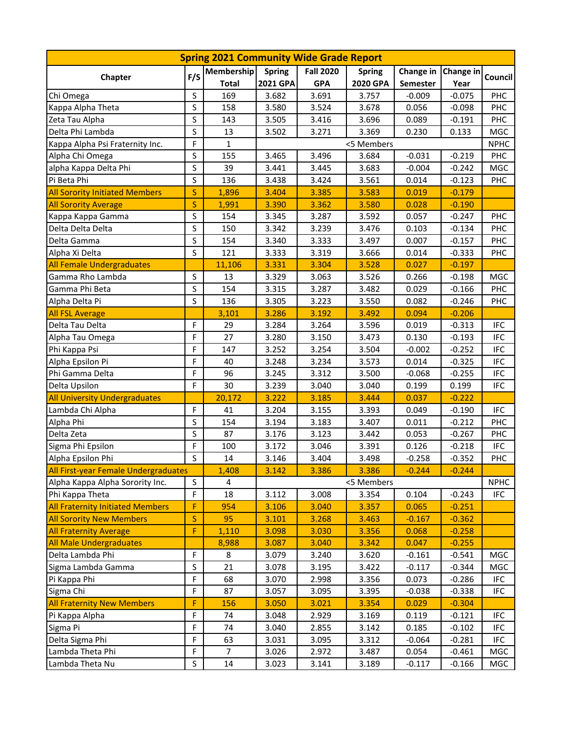| Spring 2021 Community Wide Grade Report | | | | | | | | |
|---|---|---|---|---|---|---|---|---|
| Chapter | F/S | Membership Total | Spring 2021 GPA | Fall 2020 GPA | Spring 2020 GPA | Change in Semester | Change in Year | Council |
| Chi Omega | S | 169 | 3.682 | 3.691 | 3.757 | -0.009 | -0.075 | PHC |
| Kappa Alpha Theta | S | 158 | 3.580 | 3.524 | 3.678 | 0.056 | -0.098 | PHC |
| Zeta Tau Alpha | S | 143 | 3.505 | 3.416 | 3.696 | 0.089 | -0.191 | PHC |
| Delta Phi Lambda | S | 13 | 3.502 | 3.271 | 3.369 | 0.230 | 0.133 | MGC |
| Kappa Alpha Psi Fraternity Inc. | F | 1 | <5 Members | | | | | NPHC |
| Alpha Chi Omega | S | 155 | 3.465 | 3.496 | 3.684 | -0.031 | -0.219 | PHC |
| alpha Kappa Delta Phi | S | 39 | 3.441 | 3.445 | 3.683 | -0.004 | -0.242 | MGC |
| Pi Beta Phi | S | 136 | 3.438 | 3.424 | 3.561 | 0.014 | -0.123 | PHC |
| All Sorority Initiated Members | S | 1,896 | 3.404 | 3.385 | 3.583 | 0.019 | -0.179 | |
| All Sorority Average | S | 1,991 | 3.390 | 3.362 | 3.580 | 0.028 | -0.190 | |
| Kappa Kappa Gamma | S | 154 | 3.345 | 3.287 | 3.592 | 0.057 | -0.247 | PHC |
| Delta Delta Delta | S | 150 | 3.342 | 3.239 | 3.476 | 0.103 | -0.134 | PHC |
| Delta Gamma | S | 154 | 3.340 | 3.333 | 3.497 | 0.007 | -0.157 | PHC |
| Alpha Xi Delta | S | 121 | 3.333 | 3.319 | 3.666 | 0.014 | -0.333 | PHC |
| All Female Undergraduates | | 11,106 | 3.331 | 3.304 | 3.528 | 0.027 | -0.197 | |
| Gamma Rho Lambda | S | 13 | 3.329 | 3.063 | 3.526 | 0.266 | -0.198 | MGC |
| Gamma Phi Beta | S | 154 | 3.315 | 3.287 | 3.482 | 0.029 | -0.166 | PHC |
| Alpha Delta Pi | S | 136 | 3.305 | 3.223 | 3.550 | 0.082 | -0.246 | PHC |
| All FSL Average | | 3,101 | 3.286 | 3.192 | 3.492 | 0.094 | -0.206 | |
| Delta Tau Delta | F | 29 | 3.284 | 3.264 | 3.596 | 0.019 | -0.313 | IFC |
| Alpha Tau Omega | F | 27 | 3.280 | 3.150 | 3.473 | 0.130 | -0.193 | IFC |
| Phi Kappa Psi | F | 147 | 3.252 | 3.254 | 3.504 | -0.002 | -0.252 | IFC |
| Alpha Epsilon Pi | F | 40 | 3.248 | 3.234 | 3.573 | 0.014 | -0.325 | IFC |
| Phi Gamma Delta | F | 96 | 3.245 | 3.312 | 3.500 | -0.068 | -0.255 | IFC |
| Delta Upsilon | F | 30 | 3.239 | 3.040 | 3.040 | 0.199 | 0.199 | IFC |
| All University Undergraduates | | 20,172 | 3.222 | 3.185 | 3.444 | 0.037 | -0.222 | |
| Lambda Chi Alpha | F | 41 | 3.204 | 3.155 | 3.393 | 0.049 | -0.190 | IFC |
| Alpha Phi | S | 154 | 3.194 | 3.183 | 3.407 | 0.011 | -0.212 | PHC |
| Delta Zeta | S | 87 | 3.176 | 3.123 | 3.442 | 0.053 | -0.267 | PHC |
| Sigma Phi Epsilon | F | 100 | 3.172 | 3.046 | 3.391 | 0.126 | -0.218 | IFC |
| Alpha Epsilon Phi | S | 14 | 3.146 | 3.404 | 3.498 | -0.258 | -0.352 | PHC |
| All First-year Female Undergraduates | | 1,408 | 3.142 | 3.386 | 3.386 | -0.244 | -0.244 | |
| Alpha Kappa Alpha Sorority Inc. | S | 4 | <5 Members | | | | | NPHC |
| Phi Kappa Theta | F | 18 | 3.112 | 3.008 | 3.354 | 0.104 | -0.243 | IFC |
| All Fraternity Initiated Members | F | 954 | 3.106 | 3.040 | 3.357 | 0.065 | -0.251 | |
| All Sorority New Members | S | 95 | 3.101 | 3.268 | 3.463 | -0.167 | -0.362 | |
| All Fraternity Average | F | 1,110 | 3.098 | 3.030 | 3.356 | 0.068 | -0.258 | |
| All Male Undergraduates | | 8,988 | 3.087 | 3.040 | 3.342 | 0.047 | -0.255 | |
| Delta Lambda Phi | F | 8 | 3.079 | 3.240 | 3.620 | -0.161 | -0.541 | MGC |
| Sigma Lambda Gamma | S | 21 | 3.078 | 3.195 | 3.422 | -0.117 | -0.344 | MGC |
| Pi Kappa Phi | F | 68 | 3.070 | 2.998 | 3.356 | 0.073 | -0.286 | IFC |
| Sigma Chi | F | 87 | 3.057 | 3.095 | 3.395 | -0.038 | -0.338 | IFC |
| All Fraternity New Members | F | 156 | 3.050 | 3.021 | 3.354 | 0.029 | -0.304 | |
| Pi Kappa Alpha | F | 74 | 3.048 | 2.929 | 3.169 | 0.119 | -0.121 | IFC |
| Sigma Pi | F | 74 | 3.040 | 2.855 | 3.142 | 0.185 | -0.102 | IFC |
| Delta Sigma Phi | F | 63 | 3.031 | 3.095 | 3.312 | -0.064 | -0.281 | IFC |
| Lambda Theta Phi | F | 7 | 3.026 | 2.972 | 3.487 | 0.054 | -0.461 | MGC |
| Lambda Theta Nu | S | 14 | 3.023 | 3.141 | 3.189 | -0.117 | -0.166 | MGC |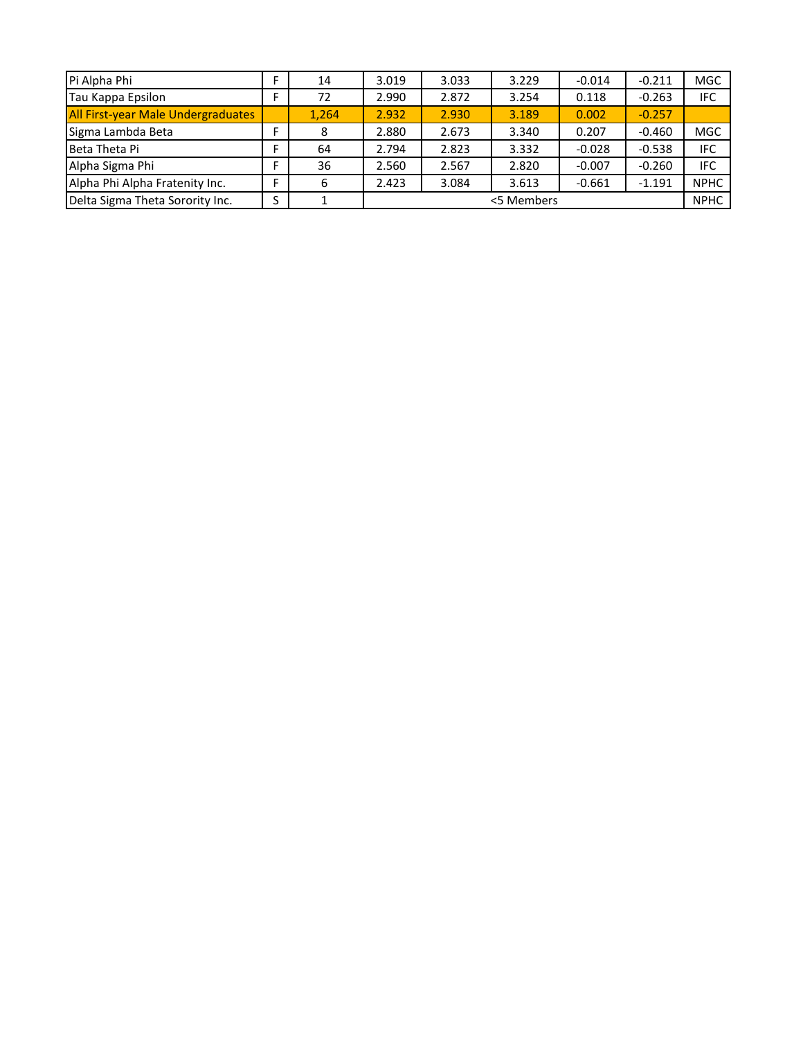| | | | | | | | | |
|---|---|---|---|---|---|---|---|---|
| Pi Alpha Phi | F | 14 | 3.019 | 3.033 | 3.229 | -0.014 | -0.211 | MGC |
| Tau Kappa Epsilon | F | 72 | 2.990 | 2.872 | 3.254 | 0.118 | -0.263 | IFC |
| All First-year Male Undergraduates | | 1,264 | 2.932 | 2.930 | 3.189 | 0.002 | -0.257 | |
| Sigma Lambda Beta | F | 8 | 2.880 | 2.673 | 3.340 | 0.207 | -0.460 | MGC |
| Beta Theta Pi | F | 64 | 2.794 | 2.823 | 3.332 | -0.028 | -0.538 | IFC |
| Alpha Sigma Phi | F | 36 | 2.560 | 2.567 | 2.820 | -0.007 | -0.260 | IFC |
| Alpha Phi Alpha Fratenity Inc. | F | 6 | 2.423 | 3.084 | 3.613 | -0.661 | -1.191 | NPHC |
| Delta Sigma Theta Sorority Inc. | S | 1 | <5 Members | | | | | NPHC |